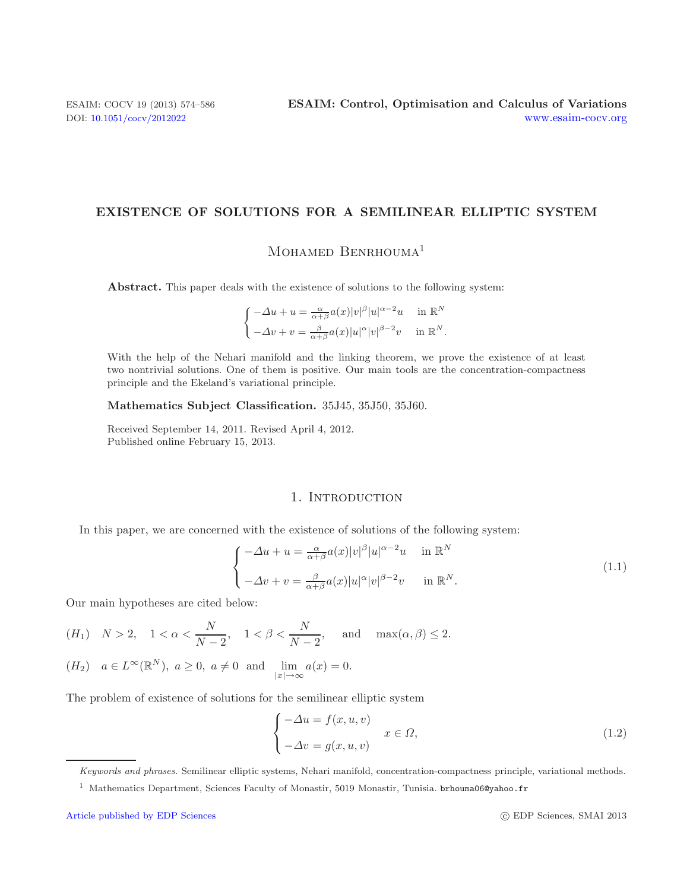# EXISTENCE OF SOLUTIONS FOR A SEMILINEAR ELLIPTIC SYSTEM

## Mohamed Benrhouma[1]

**Abstract.** This paper deals with the existence of solutions to the following system:

$$\begin{cases} -\Delta u + u = \frac{\alpha}{\alpha+\beta} a(x)|v|^{\beta}|u|^{\alpha-2}u & \text{in } \mathbb{R}^N \\ -\Delta v + v = \frac{\beta}{\alpha+\beta} a(x)|u|^{\alpha}|v|^{\beta-2}v & \text{in } \mathbb{R}^N. \end{cases}$$

With the help of the Nehari manifold and the linking theorem, we prove the existence of at least two nontrivial solutions. One of them is positive. Our main tools are the concentration-compactness principle and the Ekeland's variational principle.

**Mathematics Subject Classification.** 35J45, 35J50, 35J60.

Received September 14, 2011. Revised April 4, 2012.
Published online February 15, 2013.

## 1. Introduction

In this paper, we are concerned with the existence of solutions of the following system:

$$\begin{cases} -\Delta u + u = \frac{\alpha}{\alpha+\beta} a(x)|v|^{\beta}|u|^{\alpha-2}u & \text{in } \mathbb{R}^N \\ \\ -\Delta v + v = \frac{\beta}{\alpha+\beta} a(x)|u|^{\alpha}|v|^{\beta-2}v & \text{in } \mathbb{R}^N. \end{cases} \tag{1.1}$$

Our main hypotheses are cited below:

$(H_1)$ $\quad N > 2, \quad 1 < \alpha < \dfrac{N}{N-2}, \quad 1 < \beta < \dfrac{N}{N-2}, \quad$ and $\quad \max(\alpha, \beta) \leq 2.$

$(H_2)$ $\quad a \in L^{\infty}(\mathbb{R}^N),\ a \geq 0,\ a \not\equiv 0$ and $\displaystyle\lim_{|x|\to\infty} a(x) = 0.$

The problem of existence of solutions for the semilinear elliptic system

$$\begin{cases} -\Delta u = f(x, u, v) \\ \\ -\Delta v = g(x, u, v) \end{cases} \quad x \in \Omega, \tag{1.2}$$

*Keywords and phrases.* Semilinear elliptic systems, Nehari manifold, concentration-compactness principle, variational methods.

[1] Mathematics Department, Sciences Faculty of Monastir, 5019 Monastir, Tunisia. brhouma06@yahoo.fr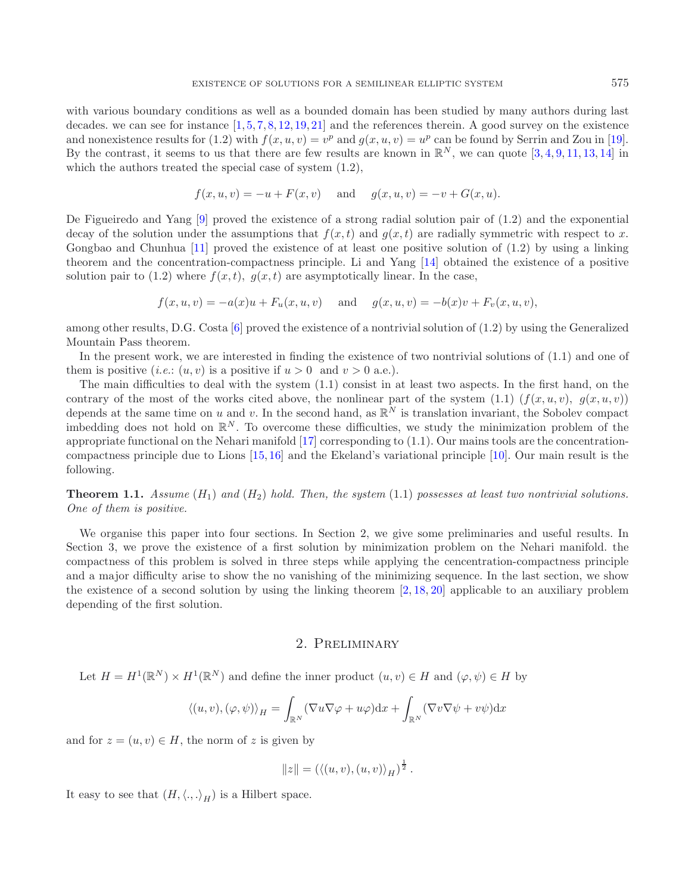with various boundary conditions as well as a bounded domain has been studied by many authors during last decades. we can see for instance [1,5,7,8,12,19,21] and the references therein. A good survey on the existence and nonexistence results for (1.2) with $f(x,u,v) = v^p$ and $g(x,u,v) = u^p$ can be found by Serrin and Zou in [19]. By the contrast, it seems to us that there are few results are known in $\mathbb{R}^N$, we can quote [3,4,9,11,13,14] in which the authors treated the special case of system (1.2),

$$f(x,u,v) = -u + F(x,v) \quad \text{ and } \quad g(x,u,v) = -v + G(x,u).$$

De Figueiredo and Yang [9] proved the existence of a strong radial solution pair of (1.2) and the exponential decay of the solution under the assumptions that $f(x,t)$ and $g(x,t)$ are radially symmetric with respect to $x$. Gongbao and Chunhua [11] proved the existence of at least one positive solution of (1.2) by using a linking theorem and the concentration-compactness principle. Li and Yang [14] obtained the existence of a positive solution pair to (1.2) where $f(x,t)$, $g(x,t)$ are asymptotically linear. In the case,

$$f(x,u,v) = -a(x)u + F_u(x,u,v) \quad \text{ and } \quad g(x,u,v) = -b(x)v + F_v(x,u,v),$$

among other results, D.G. Costa [6] proved the existence of a nontrivial solution of (1.2) by using the Generalized Mountain Pass theorem.

In the present work, we are interested in finding the existence of two nontrivial solutions of (1.1) and one of them is positive (*i.e.*: $(u,v)$ is a positive if $u > 0$ and $v > 0$ a.e.).

The main difficulties to deal with the system (1.1) consist in at least two aspects. In the first hand, on the contrary of the most of the works cited above, the nonlinear part of the system (1.1) $(f(x,u,v),\ g(x,u,v))$ depends at the same time on $u$ and $v$. In the second hand, as $\mathbb{R}^N$ is translation invariant, the Sobolev compact imbedding does not hold on $\mathbb{R}^N$. To overcome these difficulties, we study the minimization problem of the appropriate functional on the Nehari manifold [17] corresponding to (1.1). Our mains tools are the concentration-compactness principle due to Lions [15,16] and the Ekeland's variational principle [10]. Our main result is the following.

**Theorem 1.1.** *Assume* $(H_1)$ *and* $(H_2)$ *hold. Then, the system* (1.1) *possesses at least two nontrivial solutions. One of them is positive.*

We organise this paper into four sections. In Section 2, we give some preliminaries and useful results. In Section 3, we prove the existence of a first solution by minimization problem on the Nehari manifold. the compactness of this problem is solved in three steps while applying the cencentration-compactness principle and a major difficulty arise to show the no vanishing of the minimizing sequence. In the last section, we show the existence of a second solution by using the linking theorem [2,18,20] applicable to an auxiliary problem depending of the first solution.

## 2. Preliminary

Let $H = H^1(\mathbb{R}^N) \times H^1(\mathbb{R}^N)$ and define the inner product $(u,v) \in H$ and $(\varphi,\psi) \in H$ by

$$\langle (u,v),(\varphi,\psi)\rangle_H = \int_{\mathbb{R}^N} (\nabla u \nabla \varphi + u\varphi)\mathrm{d}x + \int_{\mathbb{R}^N} (\nabla v \nabla \psi + v\psi)\mathrm{d}x$$

and for $z = (u,v) \in H$, the norm of $z$ is given by

$$\|z\| = \left(\langle (u,v),(u,v)\rangle_H\right)^{\frac{1}{2}}.$$

It easy to see that $(H, \langle .,. \rangle_H)$ is a Hilbert space.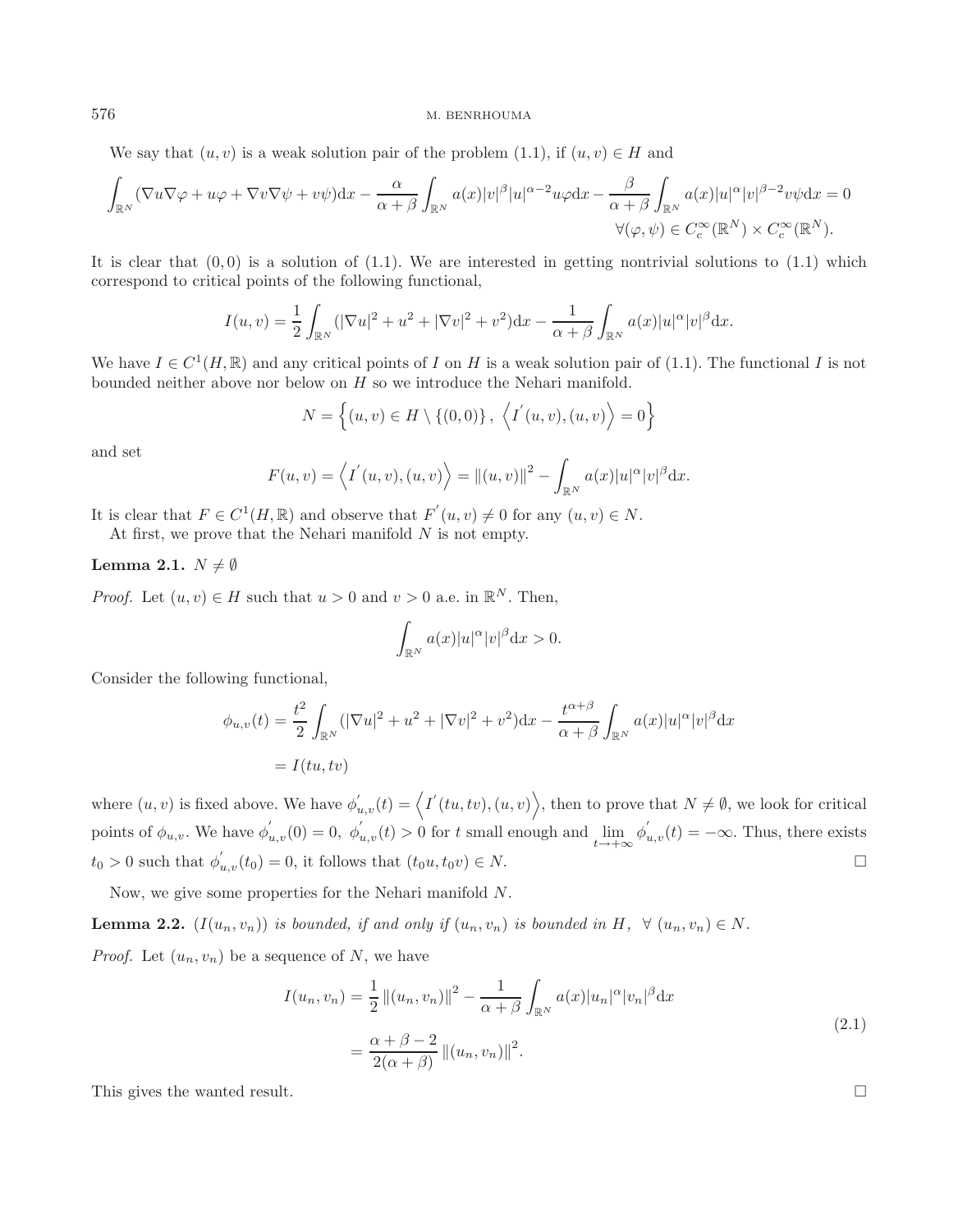We say that $(u,v)$ is a weak solution pair of the problem (1.1), if $(u,v) \in H$ and

$$\int_{\mathbb{R}^N} (\nabla u \nabla \varphi + u\varphi + \nabla v \nabla \psi + v\psi)\mathrm{d}x - \frac{\alpha}{\alpha+\beta}\int_{\mathbb{R}^N} a(x)|v|^{\beta}|u|^{\alpha-2}u\varphi \mathrm{d}x - \frac{\beta}{\alpha+\beta}\int_{\mathbb{R}^N} a(x)|u|^{\alpha}|v|^{\beta-2}v\psi \mathrm{d}x = 0$$
$$\forall (\varphi,\psi) \in C_c^{\infty}(\mathbb{R}^N) \times C_c^{\infty}(\mathbb{R}^N).$$

It is clear that $(0,0)$ is a solution of (1.1). We are interested in getting nontrivial solutions to (1.1) which correspond to critical points of the following functional,

$$I(u,v) = \frac{1}{2}\int_{\mathbb{R}^N} (|\nabla u|^2 + u^2 + |\nabla v|^2 + v^2)\mathrm{d}x - \frac{1}{\alpha+\beta}\int_{\mathbb{R}^N} a(x)|u|^{\alpha}|v|^{\beta}\mathrm{d}x.$$

We have $I \in C^1(H,\mathbb{R})$ and any critical points of $I$ on $H$ is a weak solution pair of (1.1). The functional $I$ is not bounded neither above nor below on $H$ so we introduce the Nehari manifold.

$$N = \left\{(u,v) \in H \setminus \{(0,0)\},\ \left\langle I^{'}(u,v),(u,v)\right\rangle = 0\right\}$$

and set

$$F(u,v) = \left\langle I^{'}(u,v),(u,v)\right\rangle = \|(u,v)\|^2 - \int_{\mathbb{R}^N} a(x)|u|^{\alpha}|v|^{\beta}\mathrm{d}x.$$

It is clear that $F \in C^1(H,\mathbb{R})$ and observe that $F^{'}(u,v) \neq 0$ for any $(u,v) \in N$.

At first, we prove that the Nehari manifold $N$ is not empty.

**Lemma 2.1.** $N \neq \emptyset$

*Proof.* Let $(u,v) \in H$ such that $u > 0$ and $v > 0$ a.e. in $\mathbb{R}^N$. Then,

$$\int_{\mathbb{R}^N} a(x)|u|^{\alpha}|v|^{\beta}\mathrm{d}x > 0.$$

Consider the following functional,

$$\begin{aligned}\phi_{u,v}(t) &= \frac{t^2}{2}\int_{\mathbb{R}^N} (|\nabla u|^2 + u^2 + |\nabla v|^2 + v^2)\mathrm{d}x - \frac{t^{\alpha+\beta}}{\alpha+\beta}\int_{\mathbb{R}^N} a(x)|u|^{\alpha}|v|^{\beta}\mathrm{d}x \\ &= I(tu,tv)\end{aligned}$$

where $(u,v)$ is fixed above. We have $\phi^{'}_{u,v}(t) = \left\langle I^{'}(tu,tv),(u,v)\right\rangle$, then to prove that $N \neq \emptyset$, we look for critical points of $\phi_{u,v}$. We have $\phi^{'}_{u,v}(0) = 0$, $\phi^{'}_{u,v}(t) > 0$ for $t$ small enough and $\lim_{t\to+\infty}\phi^{'}_{u,v}(t) = -\infty$. Thus, there exists $t_0 > 0$ such that $\phi^{'}_{u,v}(t_0) = 0$, it follows that $(t_0u,t_0v) \in N$. □

Now, we give some properties for the Nehari manifold $N$.

**Lemma 2.2.** *$(I(u_n,v_n))$ is bounded, if and only if $(u_n,v_n)$ is bounded in $H$, $\forall\ (u_n,v_n) \in N$.*

*Proof.* Let $(u_n,v_n)$ be a sequence of $N$, we have

$$\begin{aligned}I(u_n,v_n) &= \frac{1}{2}\|(u_n,v_n)\|^2 - \frac{1}{\alpha+\beta}\int_{\mathbb{R}^N} a(x)|u_n|^{\alpha}|v_n|^{\beta}\mathrm{d}x \\ &= \frac{\alpha+\beta-2}{2(\alpha+\beta)}\|(u_n,v_n)\|^2.\end{aligned} \tag{2.1}$$

This gives the wanted result. □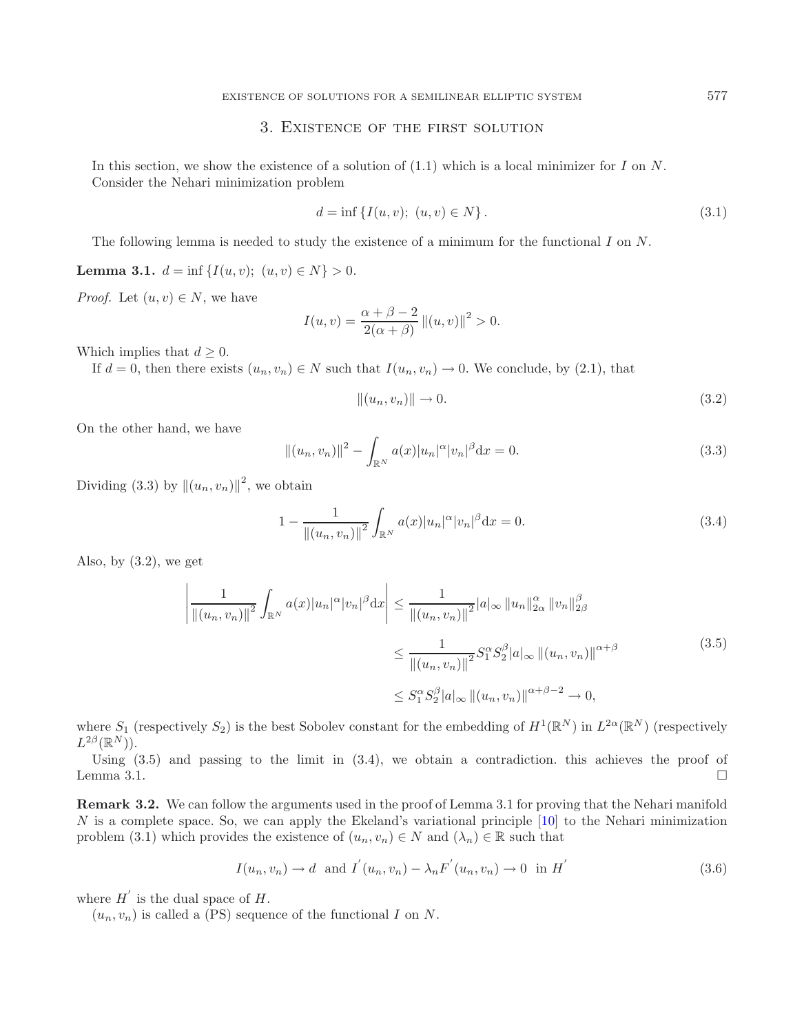## 3. Existence of the first solution

In this section, we show the existence of a solution of (1.1) which is a local minimizer for $I$ on $N$. Consider the Nehari minimization problem

$$d = \inf \{I(u,v);\ (u,v) \in N\}. \tag{3.1}$$

The following lemma is needed to study the existence of a minimum for the functional $I$ on $N$.

**Lemma 3.1.** $d = \inf \{I(u,v);\ (u,v) \in N\} > 0$.

*Proof.* Let $(u,v) \in N$, we have

$$I(u,v) = \frac{\alpha+\beta-2}{2(\alpha+\beta)} \|(u,v)\|^2 > 0.$$

Which implies that $d \geq 0$.

If $d = 0$, then there exists $(u_n, v_n) \in N$ such that $I(u_n, v_n) \to 0$. We conclude, by (2.1), that

$$\|(u_n, v_n)\| \to 0. \tag{3.2}$$

On the other hand, we have

$$\|(u_n, v_n)\|^2 - \int_{\mathbb{R}^N} a(x)|u_n|^\alpha |v_n|^\beta \mathrm{d}x = 0. \tag{3.3}$$

Dividing (3.3) by $\|(u_n, v_n)\|^2$, we obtain

$$1 - \frac{1}{\|(u_n, v_n)\|^2} \int_{\mathbb{R}^N} a(x)|u_n|^\alpha |v_n|^\beta \mathrm{d}x = 0. \tag{3.4}$$

Also, by (3.2), we get

$$\begin{aligned}
\left| \frac{1}{\|(u_n, v_n)\|^2} \int_{\mathbb{R}^N} a(x)|u_n|^\alpha |v_n|^\beta \mathrm{d}x \right| &\leq \frac{1}{\|(u_n, v_n)\|^2} |a|_\infty \|u_n\|_{2\alpha}^\alpha \|v_n\|_{2\beta}^\beta \\
&\leq \frac{1}{\|(u_n, v_n)\|^2} S_1^\alpha S_2^\beta |a|_\infty \|(u_n, v_n)\|^{\alpha+\beta} \\
&\leq S_1^\alpha S_2^\beta |a|_\infty \|(u_n, v_n)\|^{\alpha+\beta-2} \to 0,
\end{aligned} \tag{3.5}$$

where $S_1$ (respectively $S_2$) is the best Sobolev constant for the embedding of $H^1(\mathbb{R}^N)$ in $L^{2\alpha}(\mathbb{R}^N)$ (respectively $L^{2\beta}(\mathbb{R}^N)$).

Using (3.5) and passing to the limit in (3.4), we obtain a contradiction. this achieves the proof of Lemma 3.1. $\square$

**Remark 3.2.** We can follow the arguments used in the proof of Lemma 3.1 for proving that the Nehari manifold $N$ is a complete space. So, we can apply the Ekeland's variational principle [10] to the Nehari minimization problem (3.1) which provides the existence of $(u_n, v_n) \in N$ and $(\lambda_n) \in \mathbb{R}$ such that

$$I(u_n, v_n) \to d \ \text{ and } I'(u_n, v_n) - \lambda_n F'(u_n, v_n) \to 0 \ \text{ in } H' \tag{3.6}$$

where $H'$ is the dual space of $H$.

$(u_n, v_n)$ is called a (PS) sequence of the functional $I$ on $N$.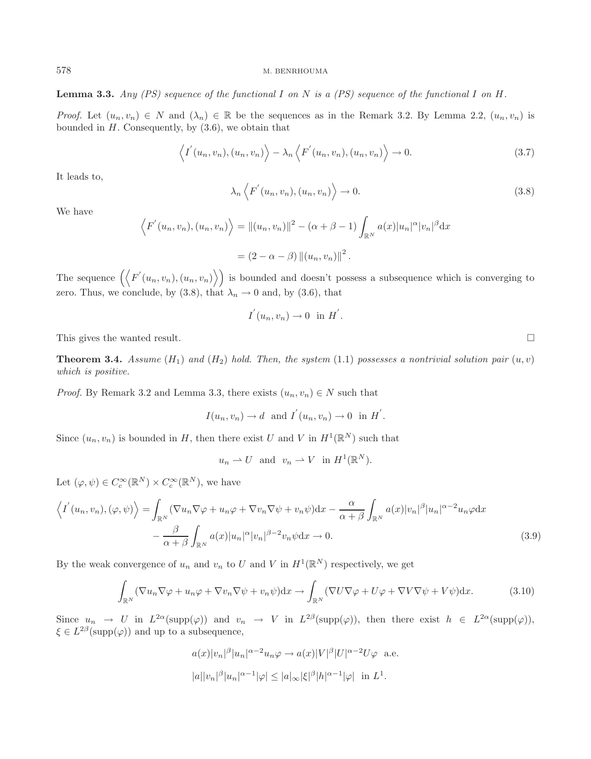**Lemma 3.3.** *Any (PS) sequence of the functional $I$ on $N$ is a (PS) sequence of the functional $I$ on $H$.*

*Proof.* Let $(u_n, v_n) \in N$ and $(\lambda_n) \in \mathbb{R}$ be the sequences as in the Remark 3.2. By Lemma 2.2, $(u_n, v_n)$ is bounded in $H$. Consequently, by (3.6), we obtain that

$$\left\langle I^{'}(u_n, v_n), (u_n, v_n)\right\rangle - \lambda_n \left\langle F^{'}(u_n, v_n), (u_n, v_n)\right\rangle \to 0. \tag{3.7}$$

It leads to,

$$\lambda_n \left\langle F^{'}(u_n, v_n), (u_n, v_n)\right\rangle \to 0. \tag{3.8}$$

We have

$$\begin{aligned}
\left\langle F^{'}(u_n, v_n), (u_n, v_n)\right\rangle &= \|(u_n, v_n)\|^2 - (\alpha + \beta - 1) \int_{\mathbb{R}^N} a(x)|u_n|^{\alpha}|v_n|^{\beta} \mathrm{d}x \\
&= (2 - \alpha - \beta) \|(u_n, v_n)\|^2 .
\end{aligned}$$

The sequence $\left(\left\langle F^{'}(u_n, v_n), (u_n, v_n)\right\rangle\right)$ is bounded and doesn't possess a subsequence which is converging to zero. Thus, we conclude, by (3.8), that $\lambda_n \to 0$ and, by (3.6), that

$$I^{'}(u_n, v_n) \to 0 \ \text{ in } H^{'}.$$

This gives the wanted result. $\square$

**Theorem 3.4.** *Assume $(H_1)$ and $(H_2)$ hold. Then, the system* (1.1) *possesses a nontrivial solution pair $(u, v)$ which is positive.*

*Proof.* By Remark 3.2 and Lemma 3.3, there exists $(u_n, v_n) \in N$ such that

$$I(u_n, v_n) \to d \ \text{ and } I^{'}(u_n, v_n) \to 0 \ \text{ in } H^{'}.$$

Since $(u_n, v_n)$ is bounded in $H$, then there exist $U$ and $V$ in $H^1(\mathbb{R}^N)$ such that

$$u_n \rightharpoonup U \ \text{ and } \ v_n \rightharpoonup V \ \text{ in } H^1(\mathbb{R}^N).$$

Let $(\varphi, \psi) \in C_c^{\infty}(\mathbb{R}^N) \times C_c^{\infty}(\mathbb{R}^N)$, we have

$$\begin{aligned}
\left\langle I^{'}(u_n, v_n), (\varphi, \psi)\right\rangle &= \int_{\mathbb{R}^N} (\nabla u_n \nabla \varphi + u_n \varphi + \nabla v_n \nabla \psi + v_n \psi) \mathrm{d}x - \frac{\alpha}{\alpha + \beta} \int_{\mathbb{R}^N} a(x)|v_n|^{\beta}|u_n|^{\alpha - 2} u_n \varphi \mathrm{d}x \\
&\quad - \frac{\beta}{\alpha + \beta} \int_{\mathbb{R}^N} a(x)|u_n|^{\alpha}|v_n|^{\beta - 2} v_n \psi \mathrm{d}x \to 0.
\end{aligned} \tag{3.9}$$

By the weak convergence of $u_n$ and $v_n$ to $U$ and $V$ in $H^1(\mathbb{R}^N)$ respectively, we get

$$\int_{\mathbb{R}^N} (\nabla u_n \nabla \varphi + u_n \varphi + \nabla v_n \nabla \psi + v_n \psi) \mathrm{d}x \to \int_{\mathbb{R}^N} (\nabla U \nabla \varphi + U \varphi + \nabla V \nabla \psi + V \psi) \mathrm{d}x. \tag{3.10}$$

Since $u_n \to U$ in $L^{2\alpha}(\mathrm{supp}(\varphi))$ and $v_n \to V$ in $L^{2\beta}(\mathrm{supp}(\varphi))$, then there exist $h \in L^{2\alpha}(\mathrm{supp}(\varphi))$, $\xi \in L^{2\beta}(\mathrm{supp}(\varphi))$ and up to a subsequence,

$$\begin{aligned}
&a(x)|v_n|^{\beta}|u_n|^{\alpha - 2} u_n \varphi \to a(x)|V|^{\beta}|U|^{\alpha - 2} U \varphi \ \text{ a.e.} \\
&|a||v_n|^{\beta}|u_n|^{\alpha - 1}|\varphi| \leq |a|_{\infty} |\xi|^{\beta} |h|^{\alpha - 1} |\varphi| \ \text{ in } L^1.
\end{aligned}$$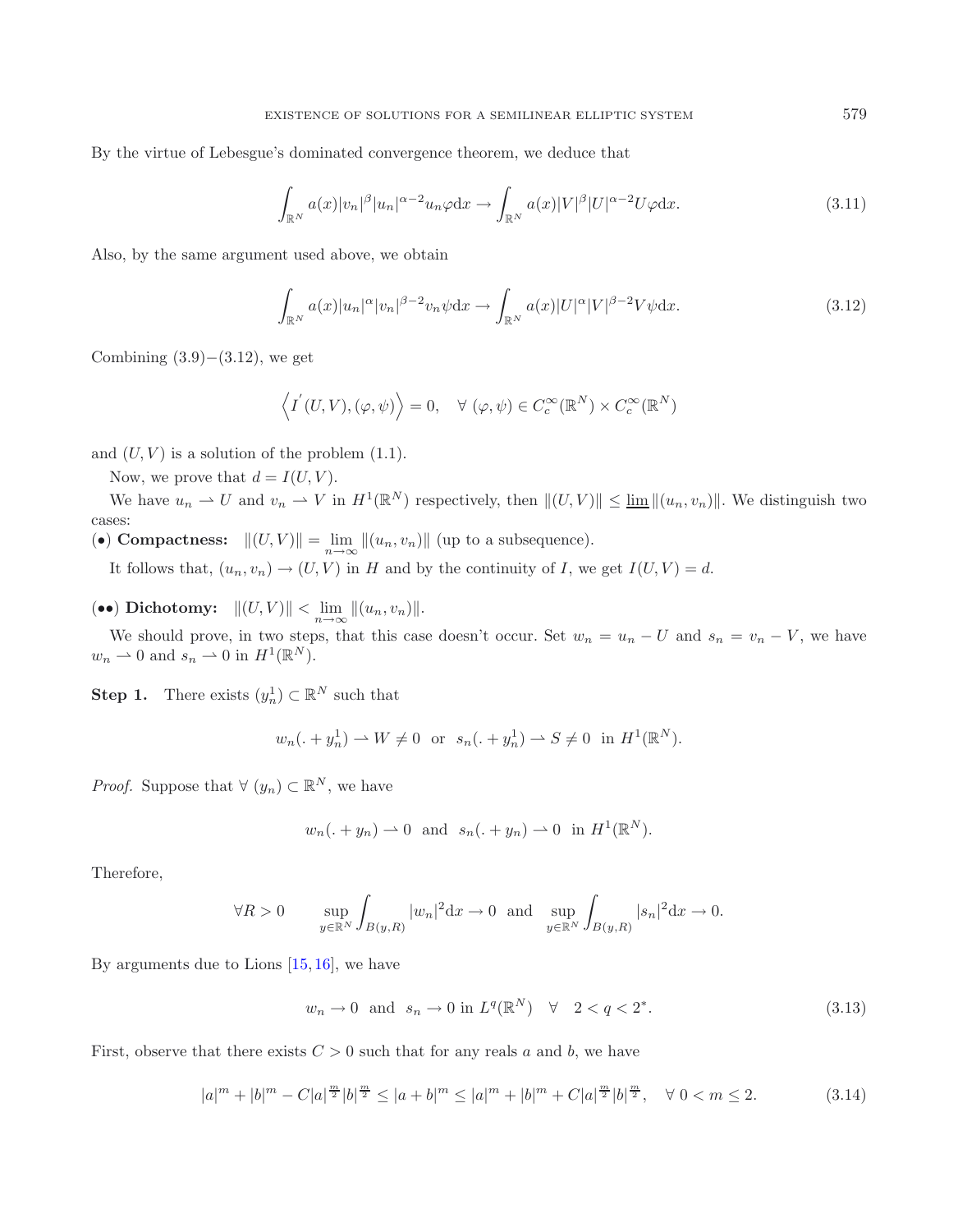By the virtue of Lebesgue's dominated convergence theorem, we deduce that

$$\int_{\mathbb{R}^N} a(x)|v_n|^{\beta}|u_n|^{\alpha-2}u_n\varphi \mathrm{d}x \to \int_{\mathbb{R}^N} a(x)|V|^{\beta}|U|^{\alpha-2}U\varphi \mathrm{d}x. \tag{3.11}$$

Also, by the same argument used above, we obtain

$$\int_{\mathbb{R}^N} a(x)|u_n|^{\alpha}|v_n|^{\beta-2}v_n\psi \mathrm{d}x \to \int_{\mathbb{R}^N} a(x)|U|^{\alpha}|V|^{\beta-2}V\psi \mathrm{d}x. \tag{3.12}$$

Combining (3.9)$-$(3.12), we get

$$\left\langle I^{'}(U,V),(\varphi,\psi)\right\rangle = 0, \quad \forall\ (\varphi,\psi) \in C_c^{\infty}(\mathbb{R}^N) \times C_c^{\infty}(\mathbb{R}^N)$$

and $(U,V)$ is a solution of the problem (1.1).

Now, we prove that $d = I(U,V)$.

We have $u_n \rightharpoonup U$ and $v_n \rightharpoonup V$ in $H^1(\mathbb{R}^N)$ respectively, then $\|(U,V)\| \le \varliminf \|(u_n,v_n)\|$. We distinguish two cases:

**(•) Compactness:** $\|(U,V)\| = \lim\limits_{n\to\infty} \|(u_n,v_n)\|$ (up to a subsequence).

It follows that, $(u_n,v_n) \to (U,V)$ in $H$ and by the continuity of $I$, we get $I(U,V) = d$.

**(••) Dichotomy:** $\|(U,V)\| < \lim\limits_{n\to\infty} \|(u_n,v_n)\|$.

We should prove, in two steps, that this case doesn't occur. Set $w_n = u_n - U$ and $s_n = v_n - V$, we have $w_n \rightharpoonup 0$ and $s_n \rightharpoonup 0$ in $H^1(\mathbb{R}^N)$.

**Step 1.** There exists $(y_n^1) \subset \mathbb{R}^N$ such that

$$w_n(.+y_n^1) \rightharpoonup W \neq 0 \ \text{ or } \ s_n(.+y_n^1) \rightharpoonup S \neq 0 \ \text{ in } H^1(\mathbb{R}^N).$$

*Proof.* Suppose that $\forall\ (y_n) \subset \mathbb{R}^N$, we have

$$w_n(.+y_n) \rightharpoonup 0 \ \text{ and } \ s_n(.+y_n) \rightharpoonup 0 \ \text{ in } H^1(\mathbb{R}^N).$$

Therefore,

$$\forall R > 0 \qquad \sup_{y\in\mathbb{R}^N} \int_{B(y,R)} |w_n|^2 \mathrm{d}x \to 0 \ \text{ and } \ \sup_{y\in\mathbb{R}^N} \int_{B(y,R)} |s_n|^2 \mathrm{d}x \to 0.$$

By arguments due to Lions [15, 16], we have

$$w_n \to 0 \ \text{ and } \ s_n \to 0 \text{ in } L^q(\mathbb{R}^N) \quad \forall \quad 2 < q < 2^*. \tag{3.13}$$

First, observe that there exists $C > 0$ such that for any reals $a$ and $b$, we have

$$|a|^m + |b|^m - C|a|^{\frac{m}{2}}|b|^{\frac{m}{2}} \le |a+b|^m \le |a|^m + |b|^m + C|a|^{\frac{m}{2}}|b|^{\frac{m}{2}}, \quad \forall\ 0 < m \le 2. \tag{3.14}$$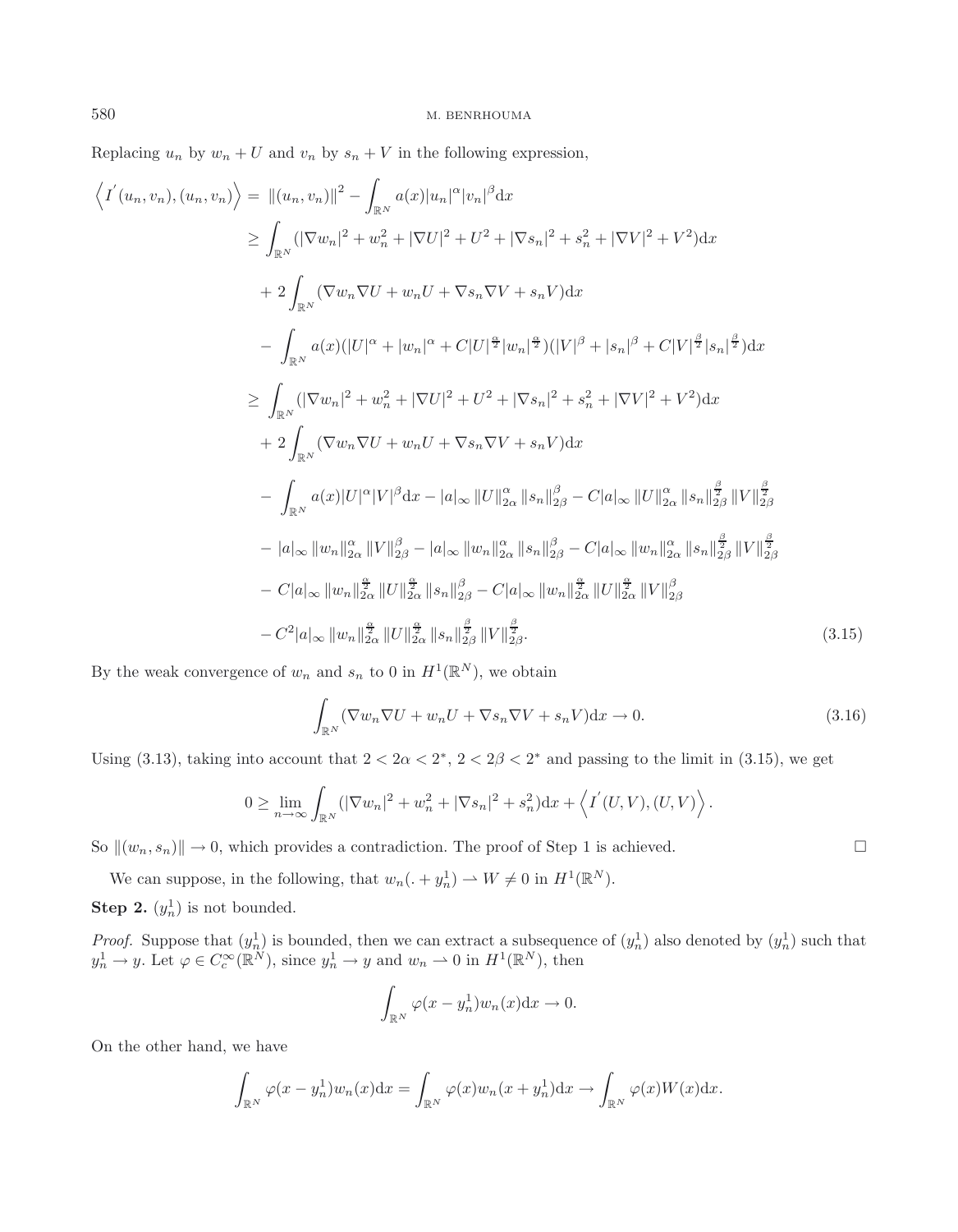Replacing $u_n$ by $w_n + U$ and $v_n$ by $s_n + V$ in the following expression,

$$
\begin{aligned}
\left\langle I^{'}(u_n, v_n), (u_n, v_n)\right\rangle =\ & \|(u_n, v_n)\|^2 - \int_{\mathbb{R}^N} a(x)|u_n|^\alpha |v_n|^\beta \mathrm{d}x \\
\geq\ & \int_{\mathbb{R}^N} (|\nabla w_n|^2 + w_n^2 + |\nabla U|^2 + U^2 + |\nabla s_n|^2 + s_n^2 + |\nabla V|^2 + V^2)\mathrm{d}x \\
& + 2\int_{\mathbb{R}^N} (\nabla w_n \nabla U + w_n U + \nabla s_n \nabla V + s_n V)\mathrm{d}x \\
& - \int_{\mathbb{R}^N} a(x)(|U|^\alpha + |w_n|^\alpha + C|U|^{\frac{\alpha}{2}}|w_n|^{\frac{\alpha}{2}})(|V|^\beta + |s_n|^\beta + C|V|^{\frac{\beta}{2}}|s_n|^{\frac{\beta}{2}})\mathrm{d}x \\
\geq\ & \int_{\mathbb{R}^N} (|\nabla w_n|^2 + w_n^2 + |\nabla U|^2 + U^2 + |\nabla s_n|^2 + s_n^2 + |\nabla V|^2 + V^2)\mathrm{d}x \\
& + 2\int_{\mathbb{R}^N} (\nabla w_n \nabla U + w_n U + \nabla s_n \nabla V + s_n V)\mathrm{d}x \\
& - \int_{\mathbb{R}^N} a(x)|U|^\alpha |V|^\beta \mathrm{d}x - |a|_\infty \|U\|_{2\alpha}^\alpha \|s_n\|_{2\beta}^\beta - C|a|_\infty \|U\|_{2\alpha}^\alpha \|s_n\|_{2\beta}^{\frac{\beta}{2}} \|V\|_{2\beta}^{\frac{\beta}{2}} \\
& - |a|_\infty \|w_n\|_{2\alpha}^\alpha \|V\|_{2\beta}^\beta - |a|_\infty \|w_n\|_{2\alpha}^\alpha \|s_n\|_{2\beta}^\beta - C|a|_\infty \|w_n\|_{2\alpha}^\alpha \|s_n\|_{2\beta}^{\frac{\beta}{2}} \|V\|_{2\beta}^{\frac{\beta}{2}} \\
& - C|a|_\infty \|w_n\|_{2\alpha}^{\frac{\alpha}{2}} \|U\|_{2\alpha}^{\frac{\alpha}{2}} \|s_n\|_{2\beta}^\beta - C|a|_\infty \|w_n\|_{2\alpha}^{\frac{\alpha}{2}} \|U\|_{2\alpha}^{\frac{\alpha}{2}} \|V\|_{2\beta}^\beta \\
& - C^2|a|_\infty \|w_n\|_{2\alpha}^{\frac{\alpha}{2}} \|U\|_{2\alpha}^{\frac{\alpha}{2}} \|s_n\|_{2\beta}^{\frac{\beta}{2}} \|V\|_{2\beta}^{\frac{\beta}{2}}.
\end{aligned}
\tag{3.15}
$$

By the weak convergence of $w_n$ and $s_n$ to 0 in $H^1(\mathbb{R}^N)$, we obtain

$$
\int_{\mathbb{R}^N} (\nabla w_n \nabla U + w_n U + \nabla s_n \nabla V + s_n V)\mathrm{d}x \to 0. \tag{3.16}
$$

Using (3.13), taking into account that $2 < 2\alpha < 2^*$, $2 < 2\beta < 2^*$ and passing to the limit in (3.15), we get

$$
0 \geq \lim_{n\to\infty} \int_{\mathbb{R}^N} (|\nabla w_n|^2 + w_n^2 + |\nabla s_n|^2 + s_n^2)\mathrm{d}x + \left\langle I^{'}(U, V), (U, V)\right\rangle.
$$

So $\|(w_n, s_n)\| \to 0$, which provides a contradiction. The proof of Step 1 is achieved. □

We can suppose, in the following, that $w_n(. + y_n^1) \rightharpoonup W \neq 0$ in $H^1(\mathbb{R}^N)$.

**Step 2.** $(y_n^1)$ is not bounded.

*Proof.* Suppose that $(y_n^1)$ is bounded, then we can extract a subsequence of $(y_n^1)$ also denoted by $(y_n^1)$ such that $y_n^1 \to y$. Let $\varphi \in C_c^\infty(\mathbb{R}^N)$, since $y_n^1 \to y$ and $w_n \rightharpoonup 0$ in $H^1(\mathbb{R}^N)$, then

$$
\int_{\mathbb{R}^N} \varphi(x - y_n^1) w_n(x)\mathrm{d}x \to 0.
$$

On the other hand, we have

$$
\int_{\mathbb{R}^N} \varphi(x - y_n^1) w_n(x)\mathrm{d}x = \int_{\mathbb{R}^N} \varphi(x) w_n(x + y_n^1)\mathrm{d}x \to \int_{\mathbb{R}^N} \varphi(x) W(x)\mathrm{d}x.
$$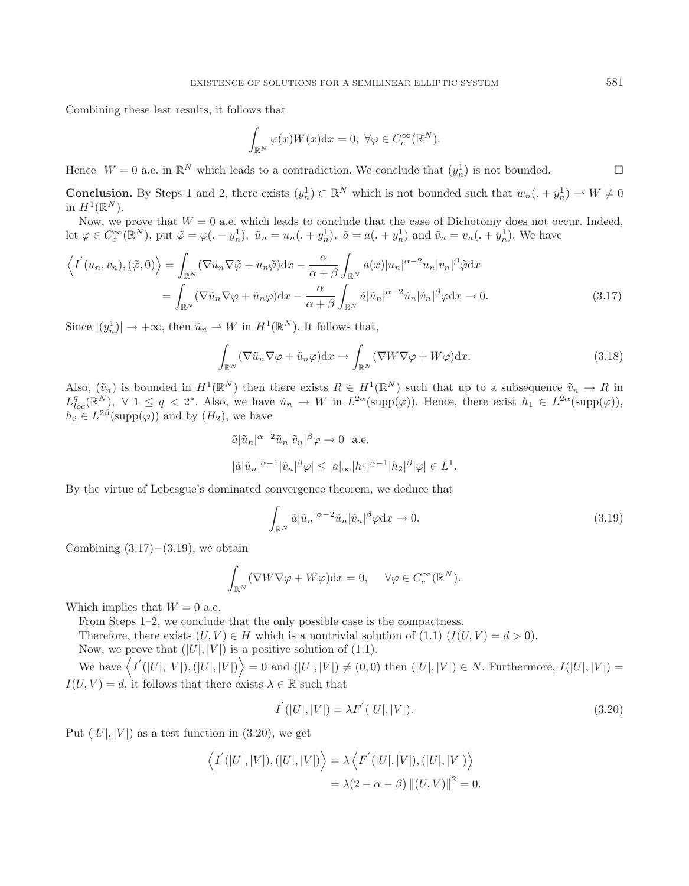Combining these last results, it follows that

$$\int_{\mathbb{R}^N} \varphi(x) W(x) \mathrm{d}x = 0, \ \forall \varphi \in C_c^\infty(\mathbb{R}^N).$$

Hence $W = 0$ a.e. in $\mathbb{R}^N$ which leads to a contradiction. We conclude that $(y_n^1)$ is not bounded. $\square$

**Conclusion.** By Steps 1 and 2, there exists $(y_n^1) \subset \mathbb{R}^N$ which is not bounded such that $w_n(. + y_n^1) \rightharpoonup W \neq 0$ in $H^1(\mathbb{R}^N)$.

Now, we prove that $W = 0$ a.e. which leads to conclude that the case of Dichotomy does not occur. Indeed, let $\varphi \in C_c^\infty(\mathbb{R}^N)$, put $\tilde{\varphi} = \varphi(. - y_n^1)$, $\tilde{u}_n = u_n(. + y_n^1)$, $\tilde{a} = a(. + y_n^1)$ and $\tilde{v}_n = v_n(. + y_n^1)$. We have

$$\begin{aligned}
\left\langle I'(u_n, v_n), (\tilde{\varphi}, 0) \right\rangle &= \int_{\mathbb{R}^N} (\nabla u_n \nabla \tilde{\varphi} + u_n \tilde{\varphi}) \mathrm{d}x - \frac{\alpha}{\alpha + \beta} \int_{\mathbb{R}^N} a(x) |u_n|^{\alpha - 2} u_n |v_n|^\beta \tilde{\varphi} \mathrm{d}x \\
&= \int_{\mathbb{R}^N} (\nabla \tilde{u}_n \nabla \varphi + \tilde{u}_n \varphi) \mathrm{d}x - \frac{\alpha}{\alpha + \beta} \int_{\mathbb{R}^N} \tilde{a} |\tilde{u}_n|^{\alpha - 2} \tilde{u}_n |\tilde{v}_n|^\beta \varphi \mathrm{d}x \to 0. \qquad (3.17)
\end{aligned}$$

Since $|(y_n^1)| \to +\infty$, then $\tilde{u}_n \rightharpoonup W$ in $H^1(\mathbb{R}^N)$. It follows that,

$$\int_{\mathbb{R}^N} (\nabla \tilde{u}_n \nabla \varphi + \tilde{u}_n \varphi) \mathrm{d}x \to \int_{\mathbb{R}^N} (\nabla W \nabla \varphi + W \varphi) \mathrm{d}x. \qquad (3.18)$$

Also, $(\tilde{v}_n)$ is bounded in $H^1(\mathbb{R}^N)$ then there exists $R \in H^1(\mathbb{R}^N)$ such that up to a subsequence $\tilde{v}_n \to R$ in $L^q_{loc}(\mathbb{R}^N)$, $\forall\ 1 \leq q < 2^*$. Also, we have $\tilde{u}_n \to W$ in $L^{2\alpha}(\mathrm{supp}(\varphi))$. Hence, there exist $h_1 \in L^{2\alpha}(\mathrm{supp}(\varphi))$, $h_2 \in L^{2\beta}(\mathrm{supp}(\varphi))$ and by $(H_2)$, we have

$$\tilde{a} |\tilde{u}_n|^{\alpha - 2} \tilde{u}_n |\tilde{v}_n|^\beta \varphi \to 0 \ \text{ a.e.}$$

$$|\tilde{a} |\tilde{u}_n|^{\alpha - 1} |\tilde{v}_n|^\beta \varphi| \leq |a|_\infty |h_1|^{\alpha - 1} |h_2|^\beta |\varphi| \in L^1.$$

By the virtue of Lebesgue's dominated convergence theorem, we deduce that

$$\int_{\mathbb{R}^N} \tilde{a} |\tilde{u}_n|^{\alpha - 2} \tilde{u}_n |\tilde{v}_n|^\beta \varphi \mathrm{d}x \to 0. \qquad (3.19)$$

Combining (3.17)–(3.19), we obtain

$$\int_{\mathbb{R}^N} (\nabla W \nabla \varphi + W \varphi) \mathrm{d}x = 0, \qquad \forall \varphi \in C_c^\infty(\mathbb{R}^N).$$

Which implies that $W = 0$ a.e.

From Steps 1–2, we conclude that the only possible case is the compactness.

Therefore, there exists $(U, V) \in H$ which is a nontrivial solution of (1.1) ($I(U, V) = d > 0$).

Now, we prove that $(|U|, |V|)$ is a positive solution of (1.1).

We have $\left\langle I'(|U|, |V|), (|U|, |V|) \right\rangle = 0$ and $(|U|, |V|) \neq (0, 0)$ then $(|U|, |V|) \in N$. Furthermore, $I(|U|, |V|) = I(U, V) = d$, it follows that there exists $\lambda \in \mathbb{R}$ such that

$$I'(|U|, |V|) = \lambda F'(|U|, |V|). \qquad (3.20)$$

Put $(|U|, |V|)$ as a test function in (3.20), we get

$$\begin{aligned}
\left\langle I'(|U|, |V|), (|U|, |V|) \right\rangle &= \lambda \left\langle F'(|U|, |V|), (|U|, |V|) \right\rangle \\
&= \lambda (2 - \alpha - \beta) \left\| (U, V) \right\|^2 = 0.
\end{aligned}$$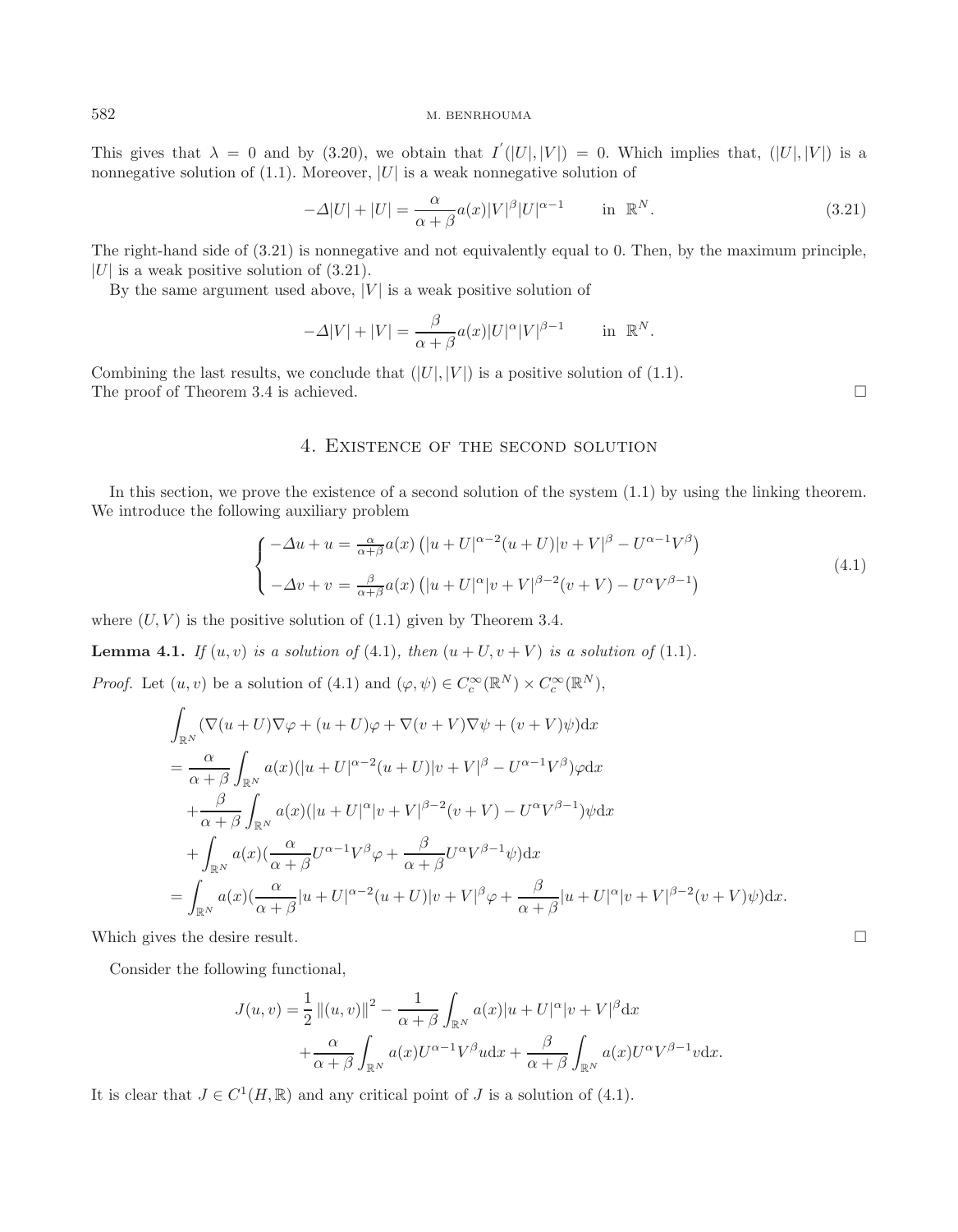This gives that $\lambda = 0$ and by (3.20), we obtain that $I^{'}(|U|,|V|) = 0$. Which implies that, $(|U|,|V|)$ is a nonnegative solution of (1.1). Moreover, $|U|$ is a weak nonnegative solution of

$$-\Delta|U| + |U| = \frac{\alpha}{\alpha+\beta} a(x)|V|^{\beta}|U|^{\alpha-1} \qquad \text{in } \mathbb{R}^N. \tag{3.21}$$

The right-hand side of (3.21) is nonnegative and not equivalently equal to 0. Then, by the maximum principle, $|U|$ is a weak positive solution of (3.21).

By the same argument used above, $|V|$ is a weak positive solution of

$$-\Delta|V| + |V| = \frac{\beta}{\alpha+\beta} a(x)|U|^{\alpha}|V|^{\beta-1} \qquad \text{in } \mathbb{R}^N.$$

Combining the last results, we conclude that $(|U|,|V|)$ is a positive solution of (1.1).
The proof of Theorem 3.4 is achieved. □

## 4. Existence of the second solution

In this section, we prove the existence of a second solution of the system (1.1) by using the linking theorem. We introduce the following auxiliary problem

$$\begin{cases} -\Delta u + u = \frac{\alpha}{\alpha+\beta} a(x) \left(|u+U|^{\alpha-2}(u+U)|v+V|^{\beta} - U^{\alpha-1}V^{\beta}\right) \\ -\Delta v + v = \frac{\beta}{\alpha+\beta} a(x) \left(|u+U|^{\alpha}|v+V|^{\beta-2}(v+V) - U^{\alpha}V^{\beta-1}\right) \end{cases} \tag{4.1}$$

where $(U,V)$ is the positive solution of (1.1) given by Theorem 3.4.

**Lemma 4.1.** *If $(u,v)$ is a solution of (4.1), then $(u+U, v+V)$ is a solution of (1.1).*

*Proof.* Let $(u,v)$ be a solution of (4.1) and $(\varphi,\psi) \in C_c^{\infty}(\mathbb{R}^N) \times C_c^{\infty}(\mathbb{R}^N)$,

$$\begin{aligned}
&\int_{\mathbb{R}^N} (\nabla(u+U)\nabla\varphi + (u+U)\varphi + \nabla(v+V)\nabla\psi + (v+V)\psi)\mathrm{d}x \\
&= \frac{\alpha}{\alpha+\beta}\int_{\mathbb{R}^N} a(x)(|u+U|^{\alpha-2}(u+U)|v+V|^{\beta} - U^{\alpha-1}V^{\beta})\varphi\mathrm{d}x \\
&\quad + \frac{\beta}{\alpha+\beta}\int_{\mathbb{R}^N} a(x)(|u+U|^{\alpha}|v+V|^{\beta-2}(v+V) - U^{\alpha}V^{\beta-1})\psi\mathrm{d}x \\
&\quad + \int_{\mathbb{R}^N} a(x)(\frac{\alpha}{\alpha+\beta}U^{\alpha-1}V^{\beta}\varphi + \frac{\beta}{\alpha+\beta}U^{\alpha}V^{\beta-1}\psi)\mathrm{d}x \\
&= \int_{\mathbb{R}^N} a(x)(\frac{\alpha}{\alpha+\beta}|u+U|^{\alpha-2}(u+U)|v+V|^{\beta}\varphi + \frac{\beta}{\alpha+\beta}|u+U|^{\alpha}|v+V|^{\beta-2}(v+V)\psi)\mathrm{d}x.
\end{aligned}$$

Which gives the desire result. □

Consider the following functional,

$$\begin{aligned}
J(u,v) &= \frac{1}{2}\left\|(u,v)\right\|^2 - \frac{1}{\alpha+\beta}\int_{\mathbb{R}^N} a(x)|u+U|^{\alpha}|v+V|^{\beta}\mathrm{d}x \\
&\quad + \frac{\alpha}{\alpha+\beta}\int_{\mathbb{R}^N} a(x)U^{\alpha-1}V^{\beta}u\mathrm{d}x + \frac{\beta}{\alpha+\beta}\int_{\mathbb{R}^N} a(x)U^{\alpha}V^{\beta-1}v\mathrm{d}x.
\end{aligned}$$

It is clear that $J \in C^1(H,\mathbb{R})$ and any critical point of $J$ is a solution of (4.1).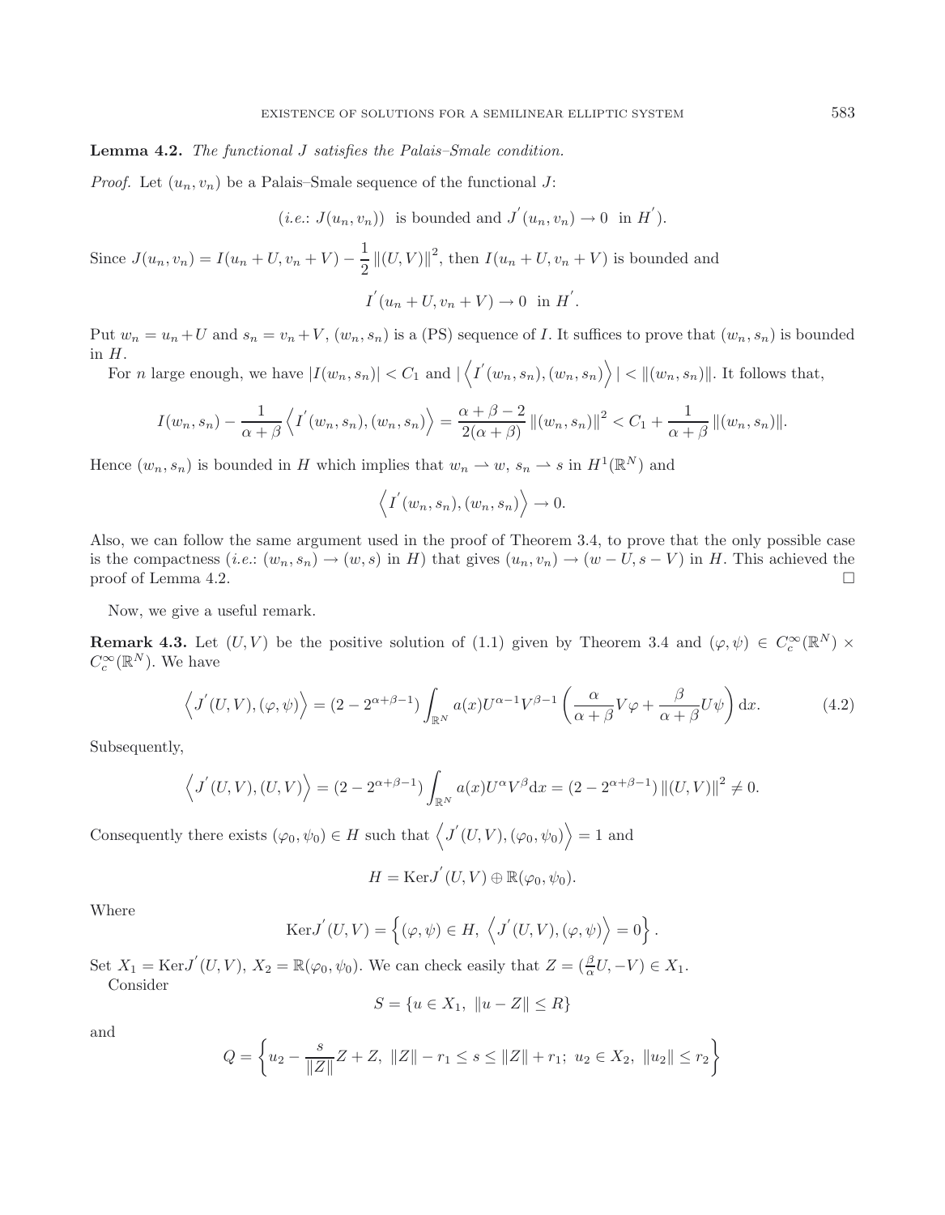**Lemma 4.2.** *The functional $J$ satisfies the Palais–Smale condition.*

*Proof.* Let $(u_n, v_n)$ be a Palais–Smale sequence of the functional $J$:

$$(i.e.\text{: } J(u_n, v_n)) \text{ is bounded and } J^{'}(u_n, v_n) \to 0 \text{ in } H^{'}).$$

Since $J(u_n, v_n) = I(u_n + U, v_n + V) - \frac{1}{2}\left\|(U, V)\right\|^2$, then $I(u_n + U, v_n + V)$ is bounded and

$$I^{'}(u_n + U, v_n + V) \to 0 \text{ in } H^{'}.$$

Put $w_n = u_n + U$ and $s_n = v_n + V$, $(w_n, s_n)$ is a (PS) sequence of $I$. It suffices to prove that $(w_n, s_n)$ is bounded in $H$.

For $n$ large enough, we have $|I(w_n, s_n)| < C_1$ and $|\left\langle I^{'}(w_n, s_n), (w_n, s_n)\right\rangle| < \|(w_n, s_n)\|$. It follows that,

$$I(w_n, s_n) - \frac{1}{\alpha+\beta}\left\langle I^{'}(w_n, s_n), (w_n, s_n)\right\rangle = \frac{\alpha+\beta-2}{2(\alpha+\beta)}\left\|(w_n, s_n)\right\|^2 < C_1 + \frac{1}{\alpha+\beta}\left\|(w_n, s_n)\right\|.$$

Hence $(w_n, s_n)$ is bounded in $H$ which implies that $w_n \rightharpoonup w$, $s_n \rightharpoonup s$ in $H^1(\mathbb{R}^N)$ and

$$\left\langle I^{'}(w_n, s_n), (w_n, s_n)\right\rangle \to 0.$$

Also, we can follow the same argument used in the proof of Theorem 3.4, to prove that the only possible case is the compactness ($i.e.$: $(w_n, s_n) \to (w, s)$ in $H$) that gives $(u_n, v_n) \to (w - U, s - V)$ in $H$. This achieved the proof of Lemma 4.2. $\square$

Now, we give a useful remark.

**Remark 4.3.** Let $(U, V)$ be the positive solution of (1.1) given by Theorem 3.4 and $(\varphi, \psi) \in C_c^\infty(\mathbb{R}^N) \times C_c^\infty(\mathbb{R}^N)$. We have

$$\left\langle J^{'}(U, V), (\varphi, \psi)\right\rangle = (2 - 2^{\alpha+\beta-1})\int_{\mathbb{R}^N} a(x)U^{\alpha-1}V^{\beta-1}\left(\frac{\alpha}{\alpha+\beta}V\varphi + \frac{\beta}{\alpha+\beta}U\psi\right)\mathrm{d}x. \tag{4.2}$$

Subsequently,

$$\left\langle J^{'}(U, V), (U, V)\right\rangle = (2 - 2^{\alpha+\beta-1})\int_{\mathbb{R}^N} a(x)U^{\alpha}V^{\beta}\mathrm{d}x = (2 - 2^{\alpha+\beta-1})\left\|(U, V)\right\|^2 \neq 0.$$

Consequently there exists $(\varphi_0, \psi_0) \in H$ such that $\left\langle J^{'}(U, V), (\varphi_0, \psi_0)\right\rangle = 1$ and

$$H = \mathrm{Ker}J^{'}(U, V) \oplus \mathbb{R}(\varphi_0, \psi_0).$$

Where

$$\mathrm{Ker}J^{'}(U, V) = \left\{(\varphi, \psi) \in H,\ \left\langle J^{'}(U, V), (\varphi, \psi)\right\rangle = 0\right\}.$$

Set $X_1 = \mathrm{Ker}J^{'}(U, V)$, $X_2 = \mathbb{R}(\varphi_0, \psi_0)$. We can check easily that $Z = (\frac{\beta}{\alpha}U, -V) \in X_1$.

Consider

$$S = \{u \in X_1,\ \|u - Z\| \leq R\}$$

and

$$Q = \left\{u_2 - \frac{s}{\|Z\|}Z + Z,\ \|Z\| - r_1 \leq s \leq \|Z\| + r_1;\ u_2 \in X_2,\ \|u_2\| \leq r_2\right\}$$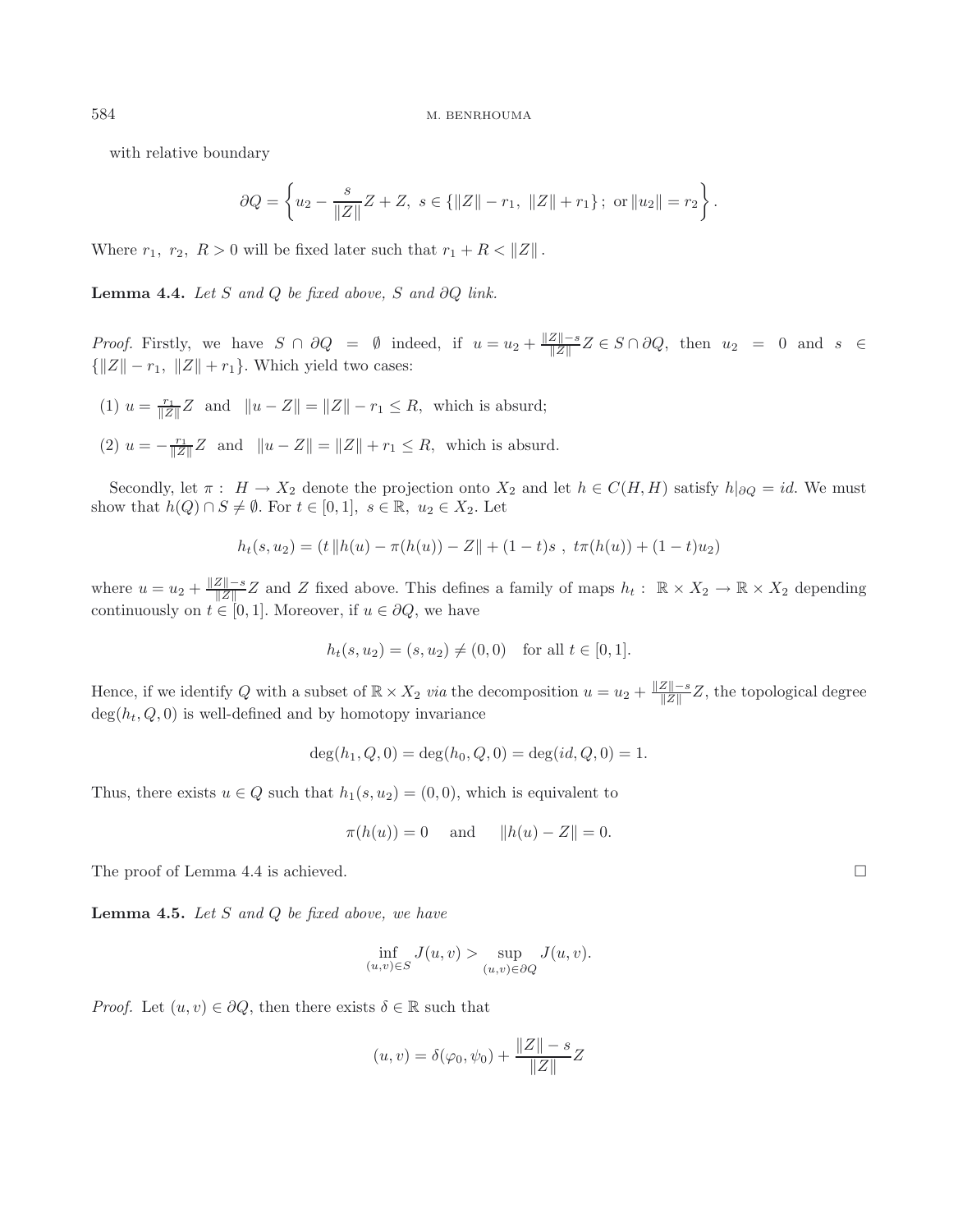with relative boundary

$$\partial Q = \left\{ u_2 - \frac{s}{\|Z\|} Z + Z,\ s \in \{\|Z\| - r_1,\ \|Z\| + r_1\}\,;\ \text{or}\ \|u_2\| = r_2 \right\}.$$

Where $r_1,\ r_2,\ R > 0$ will be fixed later such that $r_1 + R < \|Z\|$.

**Lemma 4.4.** *Let $S$ and $Q$ be fixed above, $S$ and $\partial Q$ link.*

*Proof.* Firstly, we have $S \cap \partial Q = \emptyset$ indeed, if $u = u_2 + \frac{\|Z\| - s}{\|Z\|} Z \in S \cap \partial Q$, then $u_2 = 0$ and $s \in \{\|Z\| - r_1,\ \|Z\| + r_1\}$. Which yield two cases:

(1) $u = \frac{r_1}{\|Z\|} Z$ and $\|u - Z\| = \|Z\| - r_1 \leq R$, which is absurd;

(2) $u = -\frac{r_1}{\|Z\|} Z$ and $\|u - Z\| = \|Z\| + r_1 \leq R$, which is absurd.

Secondly, let $\pi :\ H \to X_2$ denote the projection onto $X_2$ and let $h \in C(H, H)$ satisfy $h|_{\partial Q} = id$. We must show that $h(Q) \cap S \neq \emptyset$. For $t \in [0,1],\ s \in \mathbb{R},\ u_2 \in X_2$. Let

$$h_t(s, u_2) = \left(t\,\|h(u) - \pi(h(u)) - Z\| + (1-t)s\ ,\ t\pi(h(u)) + (1-t)u_2\right)$$

where $u = u_2 + \frac{\|Z\| - s}{\|Z\|} Z$ and $Z$ fixed above. This defines a family of maps $h_t :\ \mathbb{R} \times X_2 \to \mathbb{R} \times X_2$ depending continuously on $t \in [0,1]$. Moreover, if $u \in \partial Q$, we have

$$h_t(s, u_2) = (s, u_2) \neq (0,0) \quad \text{for all } t \in [0,1].$$

Hence, if we identify $Q$ with a subset of $\mathbb{R} \times X_2$ *via* the decomposition $u = u_2 + \frac{\|Z\| - s}{\|Z\|} Z$, the topological degree $\deg(h_t, Q, 0)$ is well-defined and by homotopy invariance

$$\deg(h_1, Q, 0) = \deg(h_0, Q, 0) = \deg(id, Q, 0) = 1.$$

Thus, there exists $u \in Q$ such that $h_1(s, u_2) = (0,0)$, which is equivalent to

$$\pi(h(u)) = 0 \quad \text{ and } \quad \|h(u) - Z\| = 0.$$

The proof of Lemma 4.4 is achieved. □

**Lemma 4.5.** *Let $S$ and $Q$ be fixed above, we have*

$$\inf_{(u,v) \in S} J(u,v) > \sup_{(u,v) \in \partial Q} J(u,v).$$

*Proof.* Let $(u,v) \in \partial Q$, then there exists $\delta \in \mathbb{R}$ such that

$$(u,v) = \delta(\varphi_0, \psi_0) + \frac{\|Z\| - s}{\|Z\|} Z$$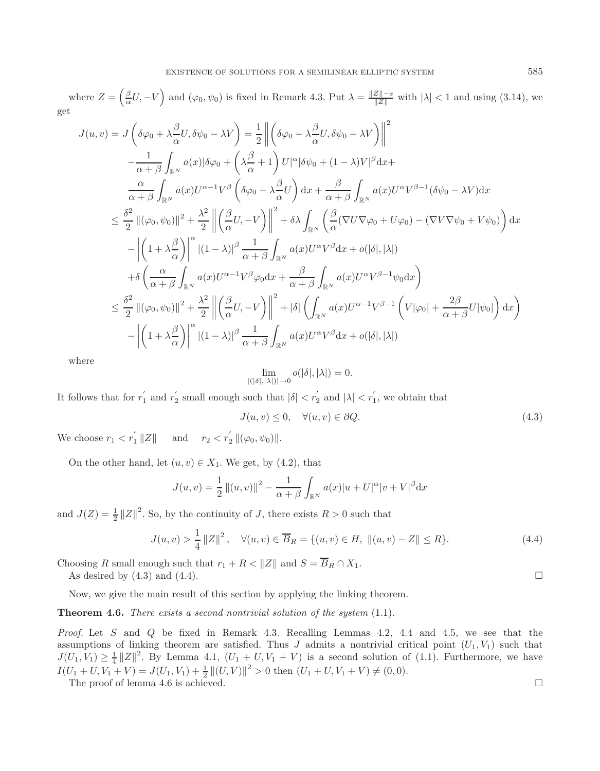where $Z = \left(\frac{\beta}{\alpha}U, -V\right)$ and $(\varphi_0, \psi_0)$ is fixed in Remark 4.3. Put $\lambda = \frac{\|Z\|-s}{\|Z\|}$ with $|\lambda| < 1$ and using (3.14), we get

$$
\begin{aligned}
J(u,v) &= J\left(\delta\varphi_0 + \lambda\frac{\beta}{\alpha}U, \delta\psi_0 - \lambda V\right) = \frac{1}{2}\left\|\left(\delta\varphi_0 + \lambda\frac{\beta}{\alpha}U, \delta\psi_0 - \lambda V\right)\right\|^2 \\
&\quad - \frac{1}{\alpha+\beta}\int_{\mathbb{R}^N} a(x)|\delta\varphi_0 + \left(\lambda\frac{\beta}{\alpha}+1\right)U|^\alpha|\delta\psi_0 + (1-\lambda)V|^\beta \mathrm{d}x + \\
&\quad \frac{\alpha}{\alpha+\beta}\int_{\mathbb{R}^N} a(x)U^{\alpha-1}V^\beta\left(\delta\varphi_0 + \lambda\frac{\beta}{\alpha}U\right)\mathrm{d}x + \frac{\beta}{\alpha+\beta}\int_{\mathbb{R}^N} a(x)U^\alpha V^{\beta-1}(\delta\psi_0 - \lambda V)\mathrm{d}x \\
&\leq \frac{\delta^2}{2}\|(\varphi_0,\psi_0)\|^2 + \frac{\lambda^2}{2}\left\|\left(\frac{\beta}{\alpha}U, -V\right)\right\|^2 + \delta\lambda\int_{\mathbb{R}^N}\left(\frac{\beta}{\alpha}(\nabla U\nabla\varphi_0 + U\varphi_0) - (\nabla V\nabla\psi_0 + V\psi_0)\right)\mathrm{d}x \\
&\quad - \left|\left(1+\lambda\frac{\beta}{\alpha}\right)\right|^\alpha |(1-\lambda)|^\beta \frac{1}{\alpha+\beta}\int_{\mathbb{R}^N} a(x)U^\alpha V^\beta \mathrm{d}x + o(|\delta|,|\lambda|) \\
&\quad + \delta\left(\frac{\alpha}{\alpha+\beta}\int_{\mathbb{R}^N} a(x)U^{\alpha-1}V^\beta\varphi_0\mathrm{d}x + \frac{\beta}{\alpha+\beta}\int_{\mathbb{R}^N} a(x)U^\alpha V^{\beta-1}\psi_0\mathrm{d}x\right) \\
&\leq \frac{\delta^2}{2}\|(\varphi_0,\psi_0)\|^2 + \frac{\lambda^2}{2}\left\|\left(\frac{\beta}{\alpha}U, -V\right)\right\|^2 + |\delta|\left(\int_{\mathbb{R}^N} a(x)U^{\alpha-1}V^{\beta-1}\left(V|\varphi_0| + \frac{2\beta}{\alpha+\beta}U|\psi_0|\right)\mathrm{d}x\right) \\
&\quad - \left|\left(1+\lambda\frac{\beta}{\alpha}\right)\right|^\alpha |(1-\lambda)|^\beta \frac{1}{\alpha+\beta}\int_{\mathbb{R}^N} a(x)U^\alpha V^\beta \mathrm{d}x + o(|\delta|,|\lambda|)
\end{aligned}
$$

where

$$\lim_{|(|\delta|,|\lambda|)|\to 0} o(|\delta|,|\lambda|) = 0.$$

It follows that for $r_1^{'}$ and $r_2^{'}$ small enough such that $|\delta| < r_2^{'}$ and $|\lambda| < r_1^{'}$, we obtain that

$$J(u,v) \leq 0, \quad \forall (u,v) \in \partial Q. \tag{4.3}$$

We choose $r_1 < r_1^{'}\|Z\|$ and $r_2 < r_2^{'}\|(\varphi_0,\psi_0)\|$.

On the other hand, let $(u,v) \in X_1$. We get, by (4.2), that

$$J(u,v) = \frac{1}{2}\|(u,v)\|^2 - \frac{1}{\alpha+\beta}\int_{\mathbb{R}^N} a(x)|u+U|^\alpha|v+V|^\beta \mathrm{d}x$$

and $J(Z) = \frac{1}{2}\|Z\|^2$. So, by the continuity of $J$, there exists $R > 0$ such that

$$J(u,v) > \frac{1}{4}\|Z\|^2, \quad \forall (u,v) \in \overline{B}_R = \{(u,v) \in H,\ \|(u,v) - Z\| \leq R\}. \tag{4.4}$$

Choosing $R$ small enough such that $r_1 + R < \|Z\|$ and $S = \overline{B}_R \cap X_1$.

As desired by (4.3) and (4.4). □

Now, we give the main result of this section by applying the linking theorem.

**Theorem 4.6.** *There exists a second nontrivial solution of the system* (1.1).

*Proof.* Let $S$ and $Q$ be fixed in Remark 4.3. Recalling Lemmas 4.2, 4.4 and 4.5, we see that the assumptions of linking theorem are satisfied. Thus $J$ admits a nontrivial critical point $(U_1, V_1)$ such that $J(U_1,V_1) \geq \frac{1}{4}\|Z\|^2$. By Lemma 4.1, $(U_1 + U, V_1 + V)$ is a second solution of (1.1). Furthermore, we have $I(U_1 + U, V_1 + V) = J(U_1,V_1) + \frac{1}{2}\|(U,V)\|^2 > 0$ then $(U_1 + U, V_1 + V) \neq (0,0)$.

The proof of lemma 4.6 is achieved. □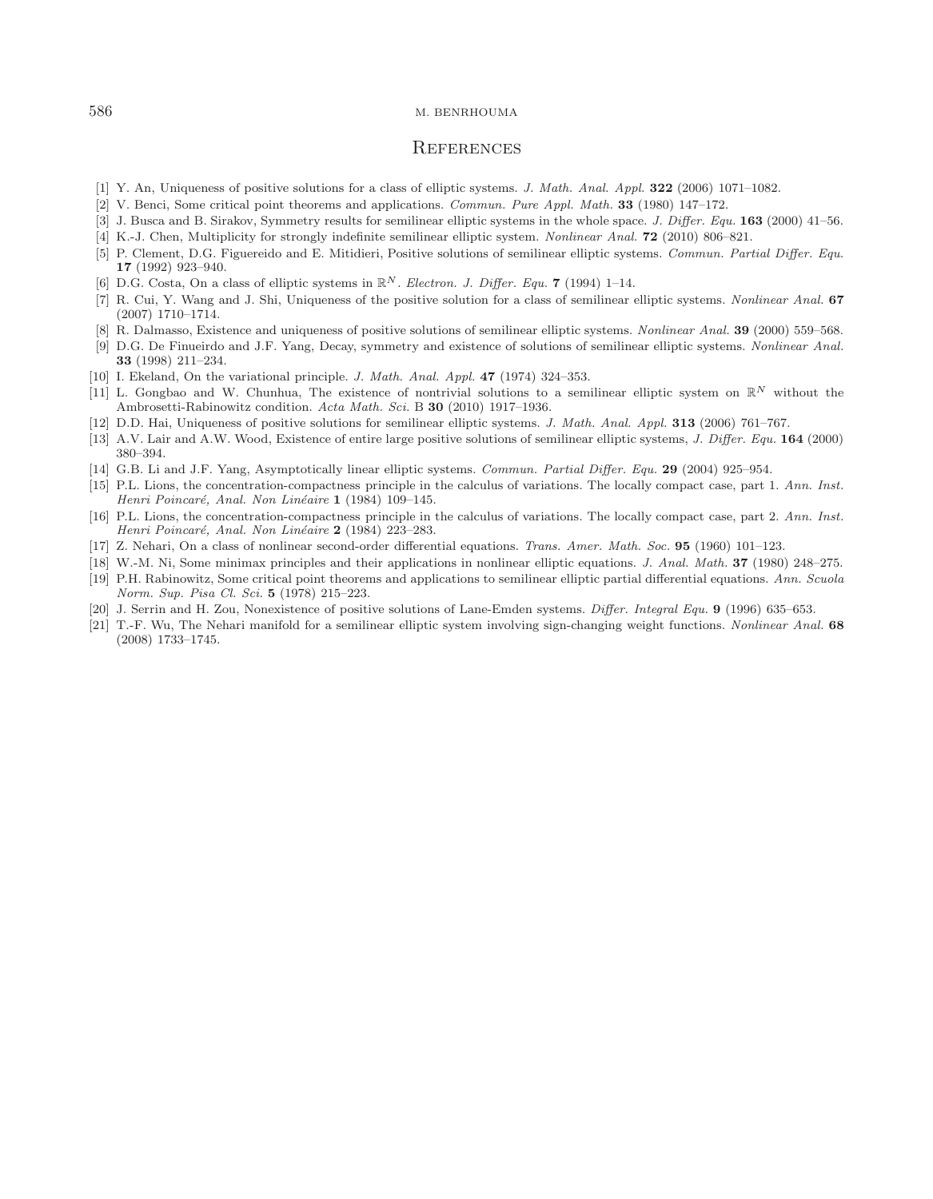## References

[1] Y. An, Uniqueness of positive solutions for a class of elliptic systems. *J. Math. Anal. Appl.* **322** (2006) 1071–1082.

[2] V. Benci, Some critical point theorems and applications. *Commun. Pure Appl. Math.* **33** (1980) 147–172.

[3] J. Busca and B. Sirakov, Symmetry results for semilinear elliptic systems in the whole space. *J. Differ. Equ.* **163** (2000) 41–56.

[4] K.-J. Chen, Multiplicity for strongly indefinite semilinear elliptic system. *Nonlinear Anal.* **72** (2010) 806–821.

[5] P. Clement, D.G. Figuereido and E. Mitidieri, Positive solutions of semilinear elliptic systems. *Commun. Partial Differ. Equ.* **17** (1992) 923–940.

[6] D.G. Costa, On a class of elliptic systems in $\mathbb{R}^N$. *Electron. J. Differ. Equ.* **7** (1994) 1–14.

[7] R. Cui, Y. Wang and J. Shi, Uniqueness of the positive solution for a class of semilinear elliptic systems. *Nonlinear Anal.* **67** (2007) 1710–1714.

[8] R. Dalmasso, Existence and uniqueness of positive solutions of semilinear elliptic systems. *Nonlinear Anal.* **39** (2000) 559–568.

[9] D.G. De Finueirdo and J.F. Yang, Decay, symmetry and existence of solutions of semilinear elliptic systems. *Nonlinear Anal.* **33** (1998) 211–234.

[10] I. Ekeland, On the variational principle. *J. Math. Anal. Appl.* **47** (1974) 324–353.

[11] L. Gongbao and W. Chunhua, The existence of nontrivial solutions to a semilinear elliptic system on $\mathbb{R}^N$ without the Ambrosetti-Rabinowitz condition. *Acta Math. Sci.* B **30** (2010) 1917–1936.

[12] D.D. Hai, Uniqueness of positive solutions for semilinear elliptic systems. *J. Math. Anal. Appl.* **313** (2006) 761–767.

[13] A.V. Lair and A.W. Wood, Existence of entire large positive solutions of semilinear elliptic systems, *J. Differ. Equ.* **164** (2000) 380–394.

[14] G.B. Li and J.F. Yang, Asymptotically linear elliptic systems. *Commun. Partial Differ. Equ.* **29** (2004) 925–954.

[15] P.L. Lions, the concentration-compactness principle in the calculus of variations. The locally compact case, part 1. *Ann. Inst. Henri Poincaré, Anal. Non Linéaire* **1** (1984) 109–145.

[16] P.L. Lions, the concentration-compactness principle in the calculus of variations. The locally compact case, part 2. *Ann. Inst. Henri Poincaré, Anal. Non Linéaire* **2** (1984) 223–283.

[17] Z. Nehari, On a class of nonlinear second-order differential equations. *Trans. Amer. Math. Soc.* **95** (1960) 101–123.

[18] W.-M. Ni, Some minimax principles and their applications in nonlinear elliptic equations. *J. Anal. Math.* **37** (1980) 248–275.

[19] P.H. Rabinowitz, Some critical point theorems and applications to semilinear elliptic partial differential equations. *Ann. Scuola Norm. Sup. Pisa Cl. Sci.* **5** (1978) 215–223.

[20] J. Serrin and H. Zou, Nonexistence of positive solutions of Lane-Emden systems. *Differ. Integral Equ.* **9** (1996) 635–653.

[21] T.-F. Wu, The Nehari manifold for a semilinear elliptic system involving sign-changing weight functions. *Nonlinear Anal.* **68** (2008) 1733–1745.